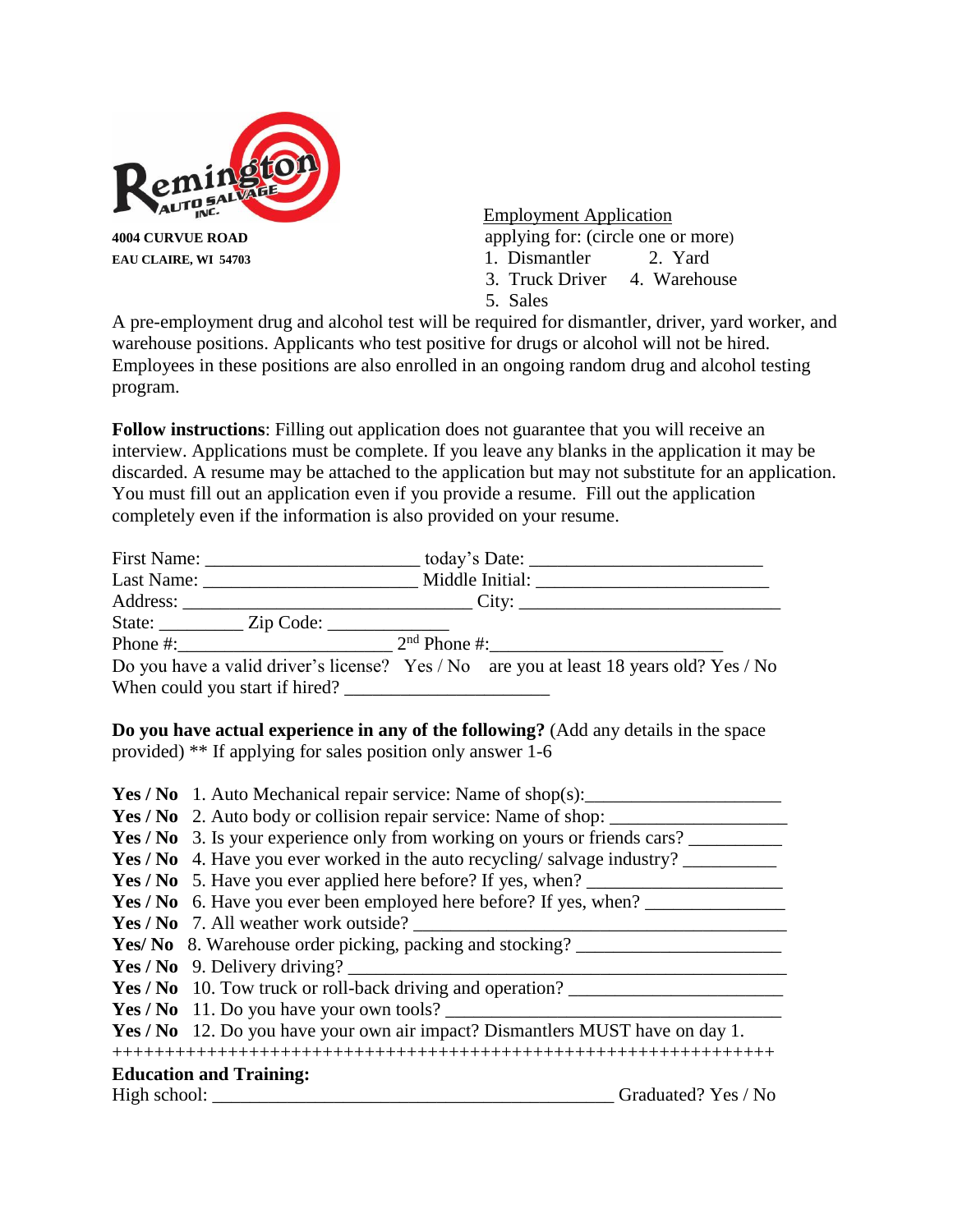**Remington Auto Salvage Inc.**

**4004 CURVUE ROAD**
**EAU CLAIRE, WI 54703**

Employment Application
applying for: (circle one or more)
1. Dismantler 2. Yard
3. Truck Driver 4. Warehouse
5. Sales

A pre-employment drug and alcohol test will be required for dismantler, driver, yard worker, and warehouse positions. Applicants who test positive for drugs or alcohol will not be hired. Employees in these positions are also enrolled in an ongoing random drug and alcohol testing program.

**Follow instructions**: Filling out application does not guarantee that you will receive an interview. Applications must be complete. If you leave any blanks in the application it may be discarded. A resume may be attached to the application but may not substitute for an application. You must fill out an application even if you provide a resume. Fill out the application completely even if the information is also provided on your resume.

First Name: ______________________ today's Date: ________________________
Last Name: ______________________ Middle Initial: ________________________
Address: ______________________________ City: ___________________________
State: _________ Zip Code: _____________
Phone #:______________________ 2nd Phone #:________________________
Do you have a valid driver's license? Yes / No are you at least 18 years old? Yes / No
When could you start if hired? _____________________

**Do you have actual experience in any of the following?** (Add any details in the space provided) ** If applying for sales position only answer 1-6

**Yes / No** 1. Auto Mechanical repair service: Name of shop(s):____________________
**Yes / No** 2. Auto body or collision repair service: Name of shop: __________________
**Yes / No** 3. Is your experience only from working on yours or friends cars? __________
**Yes / No** 4. Have you ever worked in the auto recycling/ salvage industry? __________
**Yes / No** 5. Have you ever applied here before? If yes, when? ____________________
**Yes / No** 6. Have you ever been employed here before? If yes, when? ______________
**Yes / No** 7. All weather work outside? ______________________________________
**Yes/ No** 8. Warehouse order picking, packing and stocking? _____________________
**Yes / No** 9. Delivery driving? ____________________________________________
**Yes / No** 10. Tow truck or roll-back driving and operation? ______________________
**Yes / No** 11. Do you have your own tools? ___________________________________
**Yes / No** 12. Do you have your own air impact? Dismantlers MUST have on day 1.
+++++++++++++++++++++++++++++++++++++++++++++++++++++++++++++++++++

**Education and Training:**
High school: ___________________________________________ Graduated? Yes / No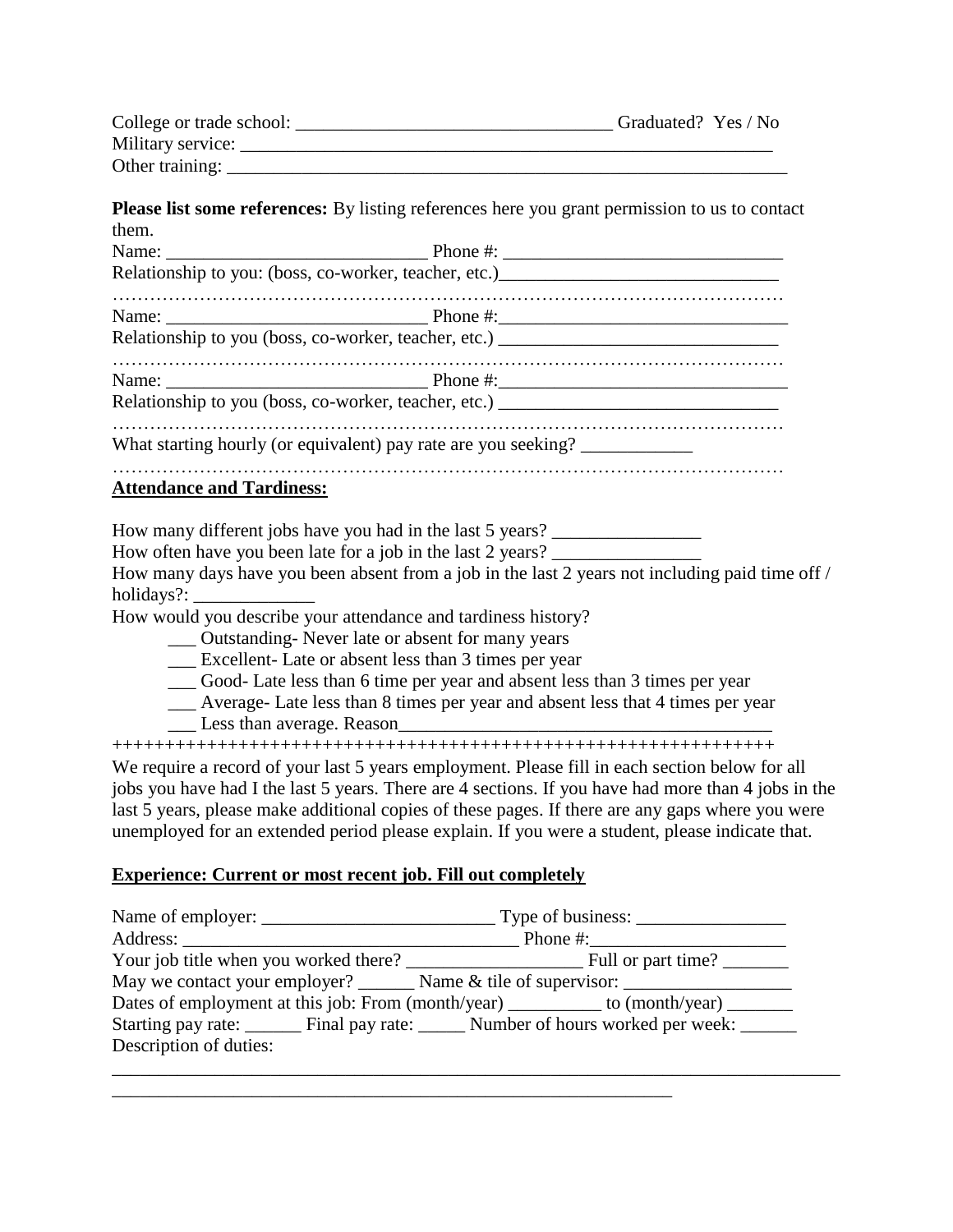College or trade school: ___________________________________ Graduated? Yes / No
Military service: ___________________________________________________________
Other training: ______________________________________________________________

**Please list some references:** By listing references here you grant permission to us to contact them.

Name: ____________________________ Phone #: ______________________________
Relationship to you: (boss, co-worker, teacher, etc.)______________________________

……………………………………………………………………………………………

Name: ____________________________ Phone #:_______________________________
Relationship to you (boss, co-worker, teacher, etc.) ______________________________

……………………………………………………………………………………………

Name: ____________________________ Phone #:_______________________________
Relationship to you (boss, co-worker, teacher, etc.) ______________________________

……………………………………………………………………………………………

What starting hourly (or equivalent) pay rate are you seeking? ____________

……………………………………………………………………………………………

**Attendance and Tardiness:**

How many different jobs have you had in the last 5 years? ________________
How often have you been late for a job in the last 2 years? ________________
How many days have you been absent from a job in the last 2 years not including paid time off / holidays?: _____________
How would you describe your attendance and tardiness history?

- ___ Outstanding- Never late or absent for many years
- ___ Excellent- Late or absent less than 3 times per year
- ___ Good- Late less than 6 time per year and absent less than 3 times per year
- ___ Average- Late less than 8 times per year and absent less that 4 times per year
- ___ Less than average. Reason________________________________________

+++++++++++++++++++++++++++++++++++++++++++++++++++++++++++++++

We require a record of your last 5 years employment. Please fill in each section below for all jobs you have had I the last 5 years. There are 4 sections. If you have had more than 4 jobs in the last 5 years, please make additional copies of these pages. If there are any gaps where you were unemployed for an extended period please explain. If you were a student, please indicate that.

**Experience: Current or most recent job. Fill out completely**

Name of employer: _________________________ Type of business: ________________
Address: ____________________________________ Phone #:_____________________
Your job title when you worked there? ___________________ Full or part time? _______
May we contact your employer? ______ Name & tile of supervisor: __________________
Dates of employment at this job: From (month/year) __________ to (month/year) _______
Starting pay rate: ______ Final pay rate: _____ Number of hours worked per week: ______
Description of duties:

________________________________________________________________________________
_____________________________________________________________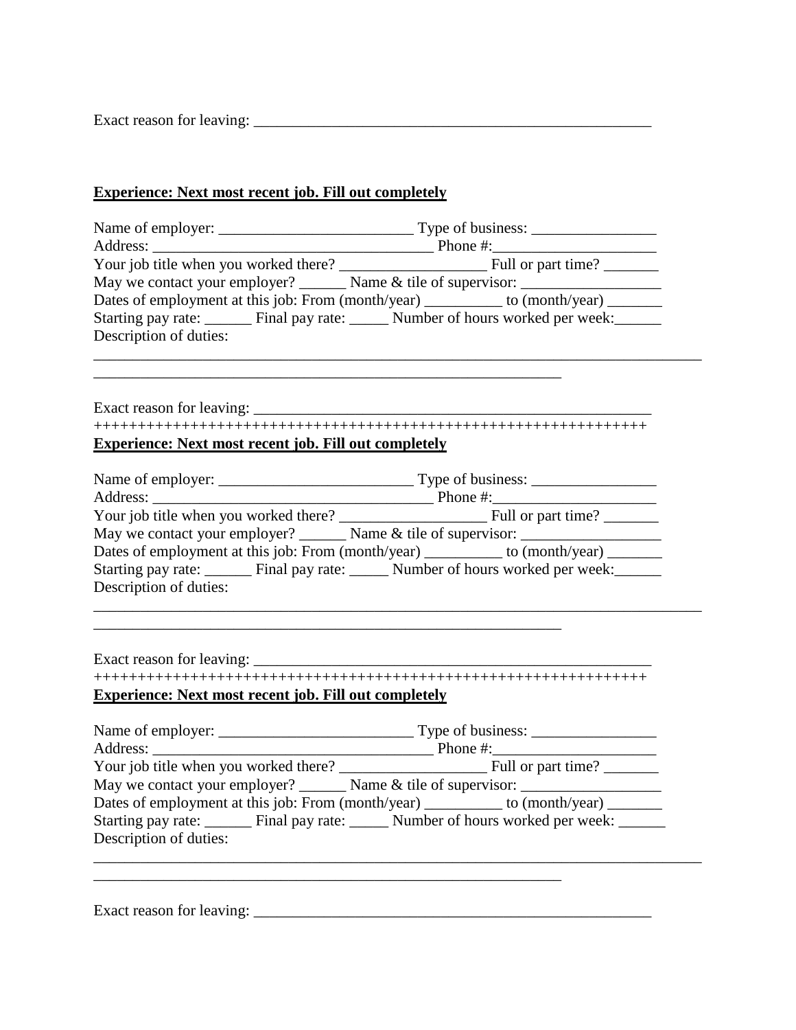Exact reason for leaving: ___________________________________________________

**<u>Experience: Next most recent job. Fill out completely</u>**

Name of employer: _________________________ Type of business: ________________
Address: ___________________________________ Phone #:_____________________
Your job title when you worked there? __________________ Full or part time? _______
May we contact your employer? ______ Name & tile of supervisor: _________________
Dates of employment at this job: From (month/year) _________ to (month/year) _______
Starting pay rate: ______ Final pay rate: _____ Number of hours worked per week:______
Description of duties:
_______________________________________________________________________________
_____________________________________________________________

Exact reason for leaving: ___________________________________________________
+++++++++++++++++++++++++++++++++++++++++++++++++++++++++++++++++++

**<u>Experience: Next most recent job. Fill out completely</u>**

Name of employer: _________________________ Type of business: ________________
Address: ___________________________________ Phone #:_____________________
Your job title when you worked there? __________________ Full or part time? _______
May we contact your employer? ______ Name & tile of supervisor: _________________
Dates of employment at this job: From (month/year) _________ to (month/year) _______
Starting pay rate: ______ Final pay rate: _____ Number of hours worked per week:______
Description of duties:
_______________________________________________________________________________
_____________________________________________________________

Exact reason for leaving: ___________________________________________________
+++++++++++++++++++++++++++++++++++++++++++++++++++++++++++++++++++

**<u>Experience: Next most recent job. Fill out completely</u>**

Name of employer: _________________________ Type of business: ________________
Address: ___________________________________ Phone #:_____________________
Your job title when you worked there? __________________ Full or part time? _______
May we contact your employer? ______ Name & tile of supervisor: _________________
Dates of employment at this job: From (month/year) _________ to (month/year) _______
Starting pay rate: ______ Final pay rate: _____ Number of hours worked per week: ______
Description of duties:
_______________________________________________________________________________
_____________________________________________________________

Exact reason for leaving: ___________________________________________________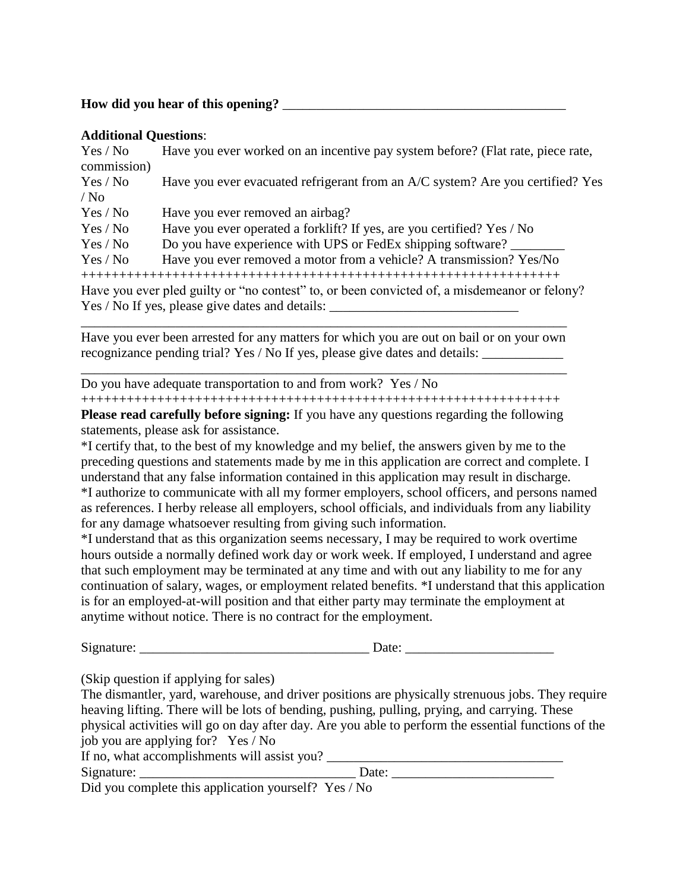**How did you hear of this opening?** ___________________________________________

**Additional Questions**:

Yes / No Have you ever worked on an incentive pay system before? (Flat rate, piece rate, commission)

Yes / No Have you ever evacuated refrigerant from an A/C system? Are you certified? Yes / No

Yes / No Have you ever removed an airbag?

Yes / No Have you ever operated a forklift? If yes, are you certified? Yes / No

Yes / No Do you have experience with UPS or FedEx shipping software? ________

Yes / No Have you ever removed a motor from a vehicle? A transmission? Yes/No

+++++++++++++++++++++++++++++++++++++++++++++++++++++++++++++++

Have you ever pled guilty or "no contest" to, or been convicted of, a misdemeanor or felony? Yes / No If yes, please give dates and details: ____________________________

___________________________________________________________________________

Have you ever been arrested for any matters for which you are out on bail or on your own recognizance pending trial? Yes / No If yes, please give dates and details: ____________

___________________________________________________________________________

Do you have adequate transportation to and from work? Yes / No

+++++++++++++++++++++++++++++++++++++++++++++++++++++++++++++++

**Please read carefully before signing:** If you have any questions regarding the following statements, please ask for assistance.

*I certify that, to the best of my knowledge and my belief, the answers given by me to the preceding questions and statements made by me in this application are correct and complete. I understand that any false information contained in this application may result in discharge.

*I authorize to communicate with all my former employers, school officers, and persons named as references. I herby release all employers, school officials, and individuals from any liability for any damage whatsoever resulting from giving such information.

*I understand that as this organization seems necessary, I may be required to work overtime hours outside a normally defined work day or work week. If employed, I understand and agree that such employment may be terminated at any time and with out any liability to me for any continuation of salary, wages, or employment related benefits. *I understand that this application is for an employed-at-will position and that either party may terminate the employment at anytime without notice. There is no contract for the employment.

Signature: __________________________________ Date: ______________________

(Skip question if applying for sales)

The dismantler, yard, warehouse, and driver positions are physically strenuous jobs. They require heaving lifting. There will be lots of bending, pushing, pulling, prying, and carrying. These physical activities will go on day after day. Are you able to perform the essential functions of the job you are applying for? Yes / No

If no, what accomplishments will assist you? ____________________________________

Signature: ________________________________ Date: ________________________

Did you complete this application yourself? Yes / No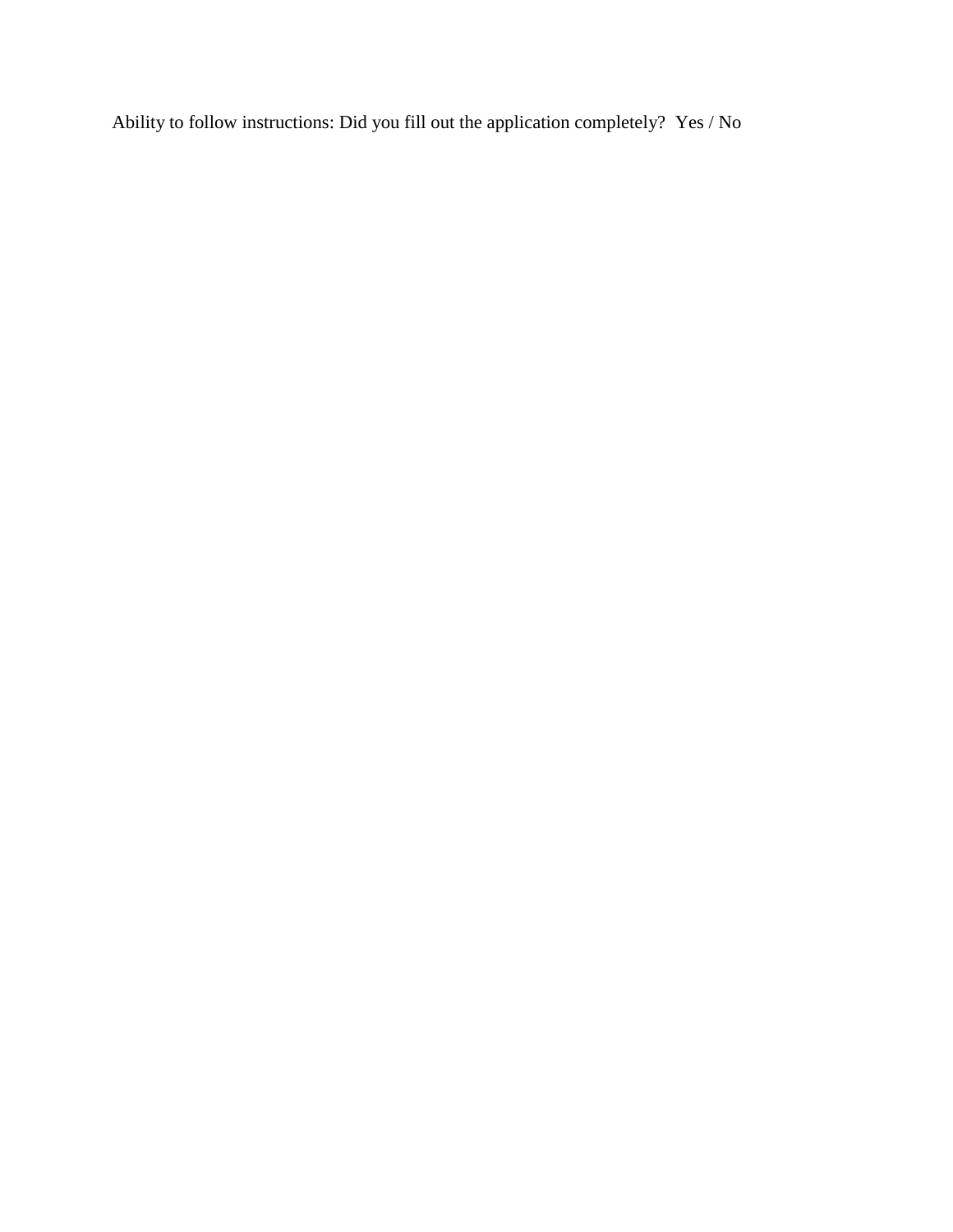Ability to follow instructions: Did you fill out the application completely?  Yes / No